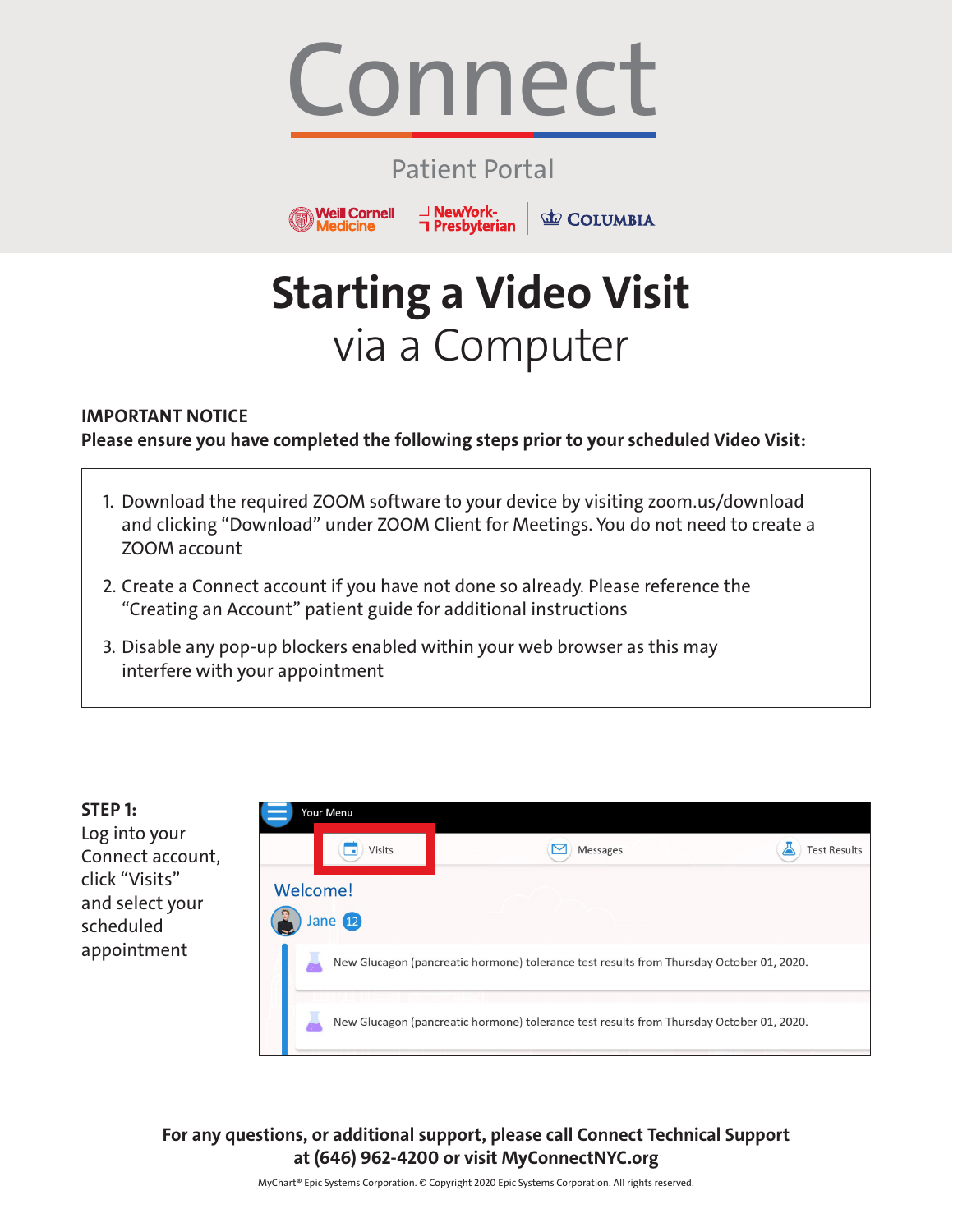# Connect

Patient Portal

Weill Cornell Medicine | NewYork-Presbyterian | COLUMBIA

# Starting a Video Visit
## via a Computer

**IMPORTANT NOTICE**
**Please ensure you have completed the following steps prior to your scheduled Video Visit:**

1. Download the required ZOOM software to your device by visiting zoom.us/download and clicking "Download" under ZOOM Client for Meetings. You do not need to create a ZOOM account
2. Create a Connect account if you have not done so already. Please reference the "Creating an Account" patient guide for additional instructions
3. Disable any pop-up blockers enabled within your web browser as this may interfere with your appointment

**STEP 1:**
Log into your Connect account, click "Visits" and select your scheduled appointment

Your Menu

Visits | Messages | Test Results

Welcome!

Jane 12

New Glucagon (pancreatic hormone) tolerance test results from Thursday October 01, 2020.

New Glucagon (pancreatic hormone) tolerance test results from Thursday October 01, 2020.

**For any questions, or additional support, please call Connect Technical Support at (646) 962-4200 or visit MyConnectNYC.org**

MyChart® Epic Systems Corporation. © Copyright 2020 Epic Systems Corporation. All rights reserved.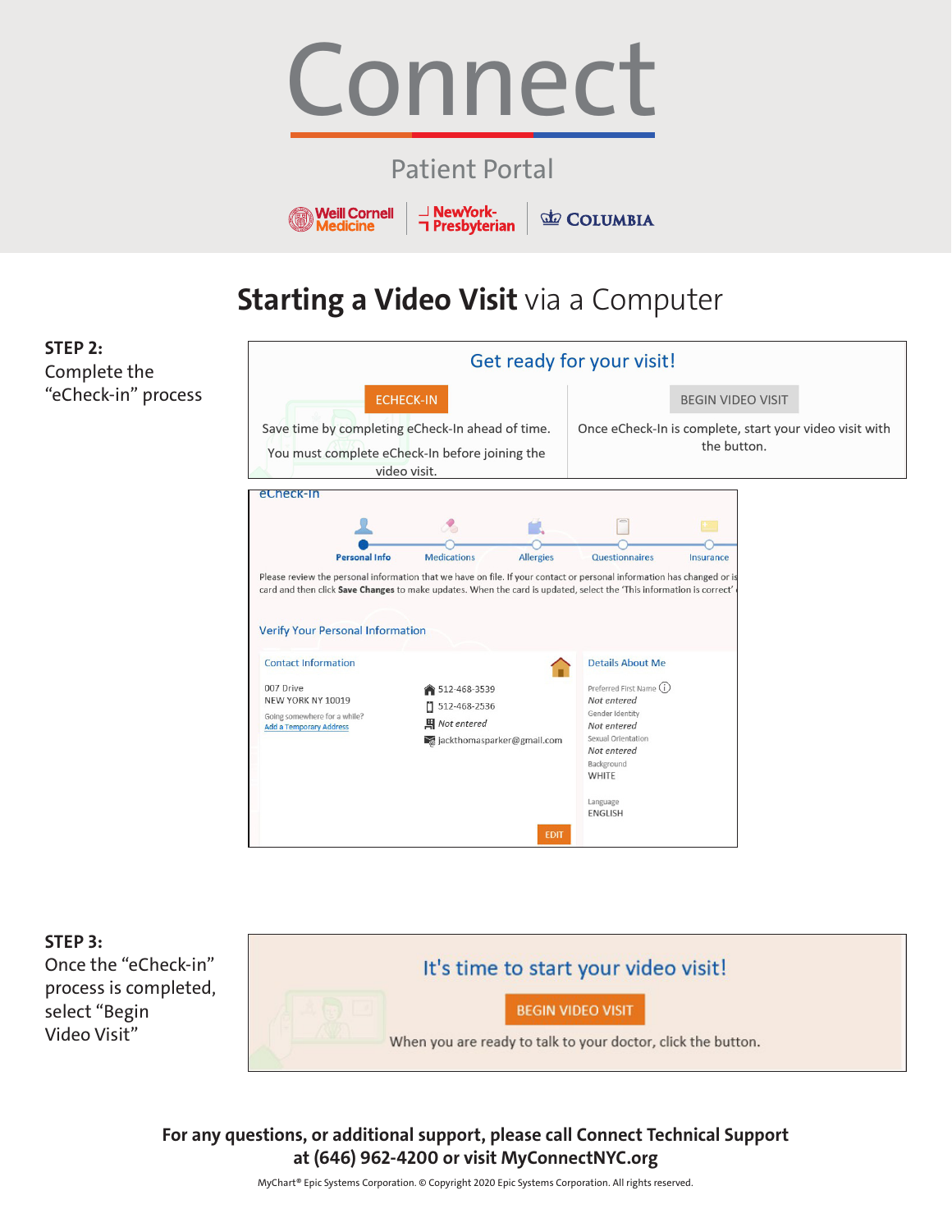# Connect

Patient Portal

Weill Cornell Medicine | NewYork-Presbyterian | COLUMBIA

## Starting a Video Visit via a Computer

**STEP 2:**
Complete the "eCheck-in" process

Get ready for your visit!

ECHECK-IN

Save time by completing eCheck-In ahead of time.

You must complete eCheck-In before joining the video visit.

BEGIN VIDEO VISIT

Once eCheck-In is complete, start your video visit with the button.

eCheck-In

Personal Info | Medications | Allergies | Questionnaires | Insurance

Please review the personal information that we have on file. If your contact or personal information has changed or is card and then click **Save Changes** to make updates. When the card is updated, select the 'This information is correct'

Verify Your Personal Information

Contact Information

007 Drive
NEW YORK NY 10019

Going somewhere for a while?
Add a Temporary Address

512-468-3539
512-468-2536
*Not entered*
jackthomasparker@gmail.com

EDIT

Details About Me

Preferred First Name
*Not entered*
Gender Identity
*Not entered*
Sexual Orientation
*Not entered*
Background
WHITE
Language
ENGLISH

**STEP 3:**
Once the "eCheck-in" process is completed, select "Begin Video Visit"

It's time to start your video visit!

BEGIN VIDEO VISIT

When you are ready to talk to your doctor, click the button.

**For any questions, or additional support, please call Connect Technical Support at (646) 962-4200 or visit MyConnectNYC.org**

MyChart® Epic Systems Corporation. © Copyright 2020 Epic Systems Corporation. All rights reserved.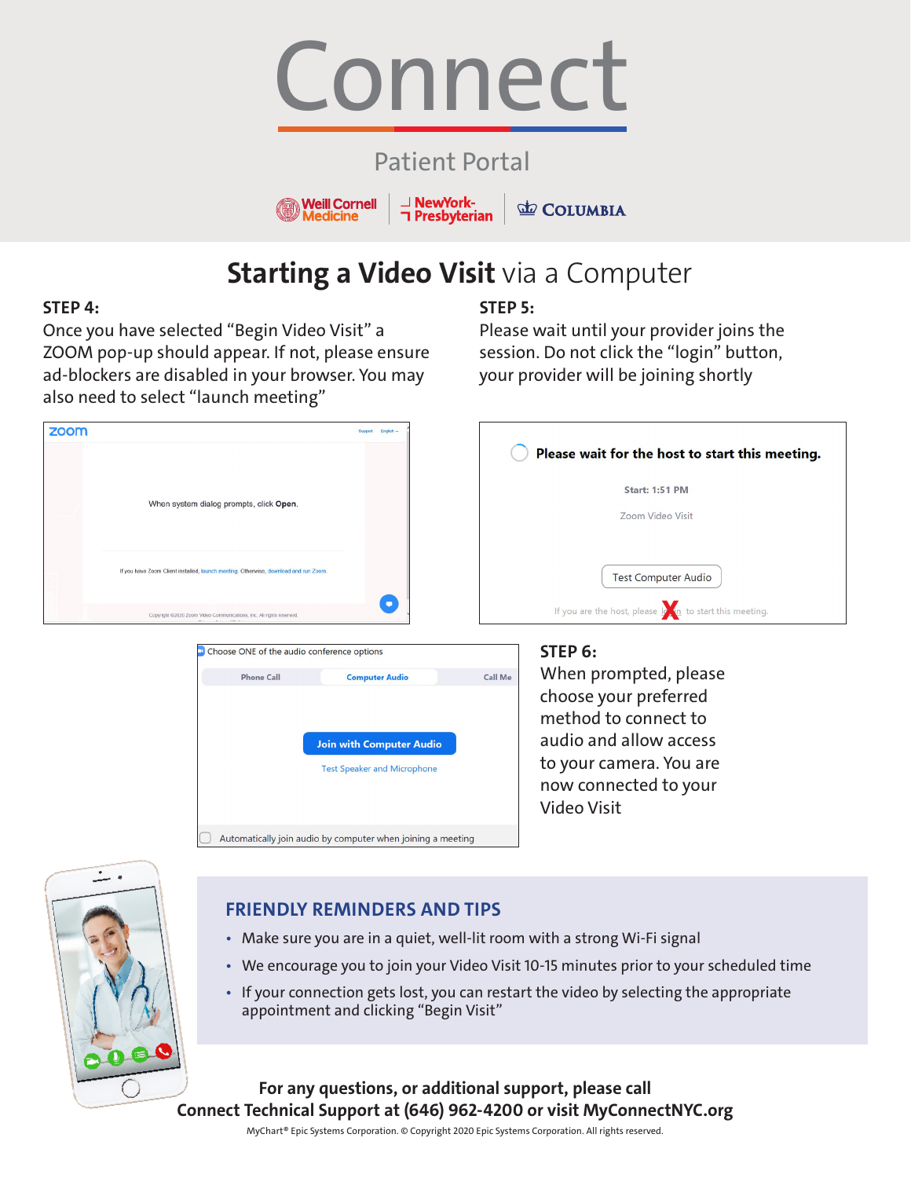# Connect

Patient Portal

Weill Cornell Medicine | NewYork-Presbyterian | Columbia

## **Starting a Video Visit** via a Computer

**STEP 4:**
Once you have selected “Begin Video Visit” a ZOOM pop-up should appear. If not, please ensure ad-blockers are disabled in your browser. You may also need to select “launch meeting”

**STEP 5:**
Please wait until your provider joins the session. Do not click the “login” button, your provider will be joining shortly

**STEP 6:**
When prompted, please choose your preferred method to connect to audio and allow access to your camera. You are now connected to your Video Visit

### FRIENDLY REMINDERS AND TIPS

- Make sure you are in a quiet, well-lit room with a strong Wi-Fi signal
- We encourage you to join your Video Visit 10-15 minutes prior to your scheduled time
- If your connection gets lost, you can restart the video by selecting the appropriate appointment and clicking “Begin Visit”

**For any questions, or additional support, please call Connect Technical Support at (646) 962-4200 or visit MyConnectNYC.org**

MyChart® Epic Systems Corporation. © Copyright 2020 Epic Systems Corporation. All rights reserved.